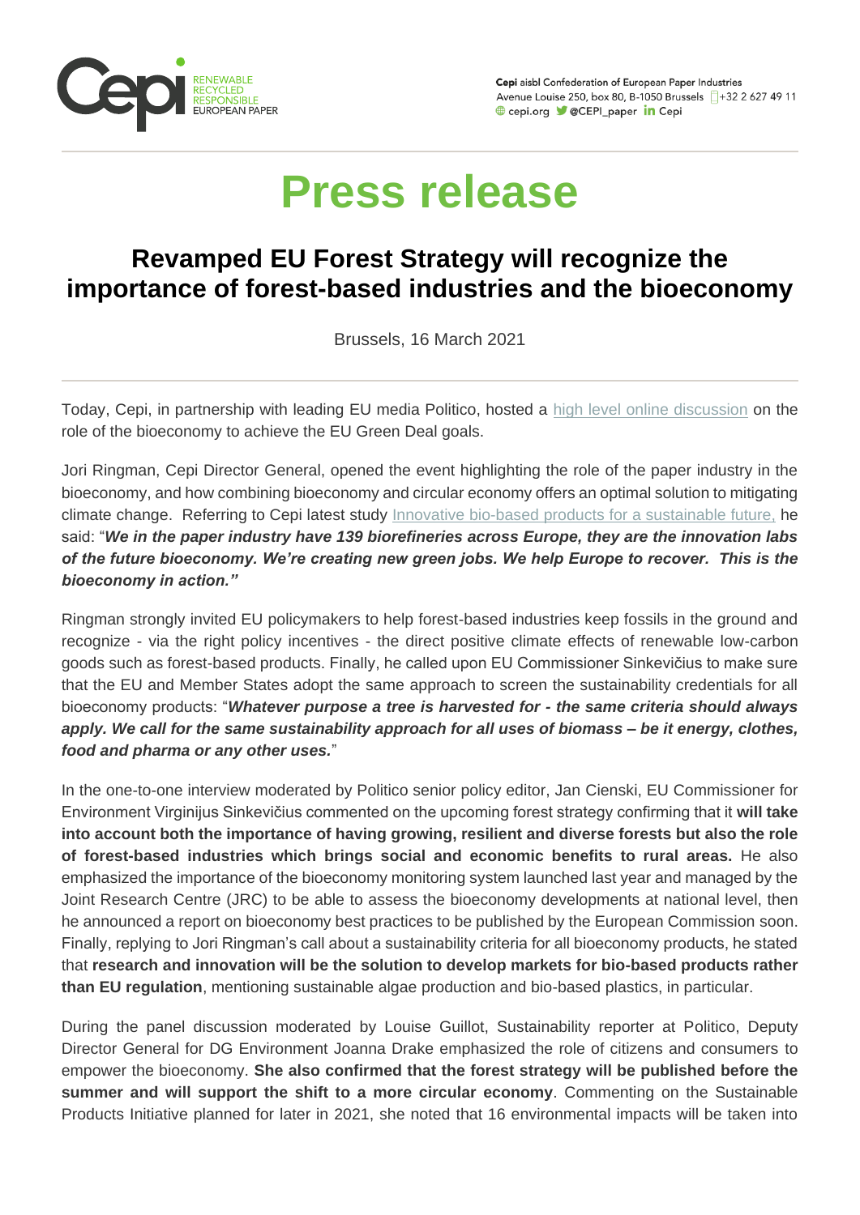Cepi aisbl Confederation of European Paper Industries
Avenue Louise 250, box 80, B-1050 Brussels +32 2 627 49 11
cepi.org @CEPI_paper Cepi

RENEWABLE
RECYCLED
RESPONSIBLE
EUROPEAN PAPER

# Press release

## Revamped EU Forest Strategy will recognize the importance of forest-based industries and the bioeconomy

Brussels, 16 March 2021

Today, Cepi, in partnership with leading EU media Politico, hosted a high level online discussion on the role of the bioeconomy to achieve the EU Green Deal goals.

Jori Ringman, Cepi Director General, opened the event highlighting the role of the paper industry in the bioeconomy, and how combining bioeconomy and circular economy offers an optimal solution to mitigating climate change. Referring to Cepi latest study Innovative bio-based products for a sustainable future, he said: "***We in the paper industry have 139 biorefineries across Europe, they are the innovation labs of the future bioeconomy. We're creating new green jobs. We help Europe to recover. This is the bioeconomy in action."***

Ringman strongly invited EU policymakers to help forest-based industries keep fossils in the ground and recognize - via the right policy incentives - the direct positive climate effects of renewable low-carbon goods such as forest-based products. Finally, he called upon EU Commissioner Sinkevičius to make sure that the EU and Member States adopt the same approach to screen the sustainability credentials for all bioeconomy products: "***Whatever purpose a tree is harvested for - the same criteria should always apply. We call for the same sustainability approach for all uses of biomass – be it energy, clothes, food and pharma or any other uses.***"

In the one-to-one interview moderated by Politico senior policy editor, Jan Cienski, EU Commissioner for Environment Virginijus Sinkevičius commented on the upcoming forest strategy confirming that it **will take into account both the importance of having growing, resilient and diverse forests but also the role of forest-based industries which brings social and economic benefits to rural areas.** He also emphasized the importance of the bioeconomy monitoring system launched last year and managed by the Joint Research Centre (JRC) to be able to assess the bioeconomy developments at national level, then he announced a report on bioeconomy best practices to be published by the European Commission soon. Finally, replying to Jori Ringman's call about a sustainability criteria for all bioeconomy products, he stated that **research and innovation will be the solution to develop markets for bio-based products rather than EU regulation**, mentioning sustainable algae production and bio-based plastics, in particular.

During the panel discussion moderated by Louise Guillot, Sustainability reporter at Politico, Deputy Director General for DG Environment Joanna Drake emphasized the role of citizens and consumers to empower the bioeconomy. **She also confirmed that the forest strategy will be published before the summer and will support the shift to a more circular economy**. Commenting on the Sustainable Products Initiative planned for later in 2021, she noted that 16 environmental impacts will be taken into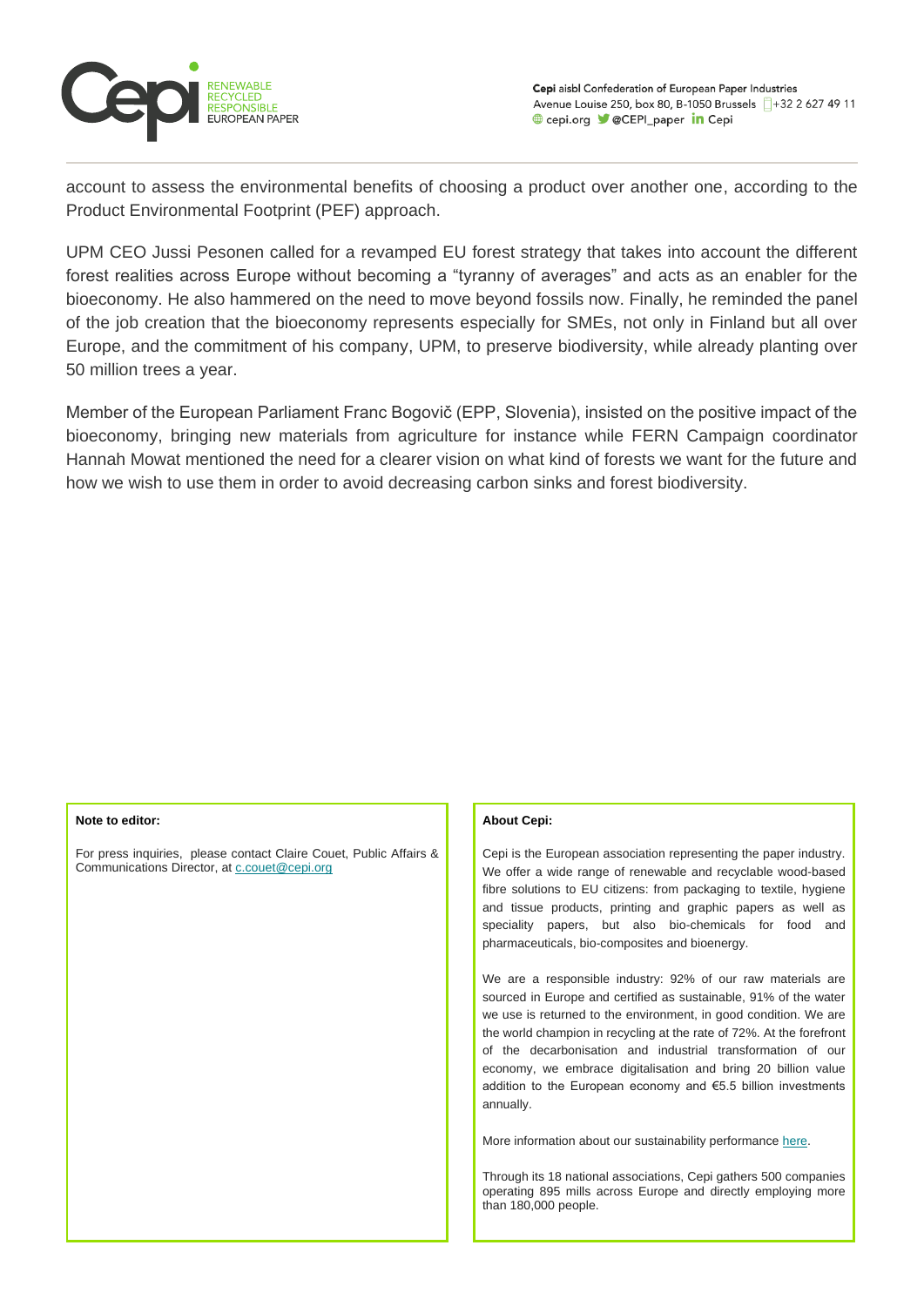account to assess the environmental benefits of choosing a product over another one, according to the Product Environmental Footprint (PEF) approach.

UPM CEO Jussi Pesonen called for a revamped EU forest strategy that takes into account the different forest realities across Europe without becoming a "tyranny of averages" and acts as an enabler for the bioeconomy. He also hammered on the need to move beyond fossils now. Finally, he reminded the panel of the job creation that the bioeconomy represents especially for SMEs, not only in Finland but all over Europe, and the commitment of his company, UPM, to preserve biodiversity, while already planting over 50 million trees a year.

Member of the European Parliament Franc Bogovič (EPP, Slovenia), insisted on the positive impact of the bioeconomy, bringing new materials from agriculture for instance while FERN Campaign coordinator Hannah Mowat mentioned the need for a clearer vision on what kind of forests we want for the future and how we wish to use them in order to avoid decreasing carbon sinks and forest biodiversity.

**Note to editor:**

For press inquiries, please contact Claire Couet, Public Affairs & Communications Director, at c.couet@cepi.org

**About Cepi:**

Cepi is the European association representing the paper industry. We offer a wide range of renewable and recyclable wood-based fibre solutions to EU citizens: from packaging to textile, hygiene and tissue products, printing and graphic papers as well as speciality papers, but also bio-chemicals for food and pharmaceuticals, bio-composites and bioenergy.

We are a responsible industry: 92% of our raw materials are sourced in Europe and certified as sustainable, 91% of the water we use is returned to the environment, in good condition. We are the world champion in recycling at the rate of 72%. At the forefront of the decarbonisation and industrial transformation of our economy, we embrace digitalisation and bring 20 billion value addition to the European economy and €5.5 billion investments annually.

More information about our sustainability performance here.

Through its 18 national associations, Cepi gathers 500 companies operating 895 mills across Europe and directly employing more than 180,000 people.